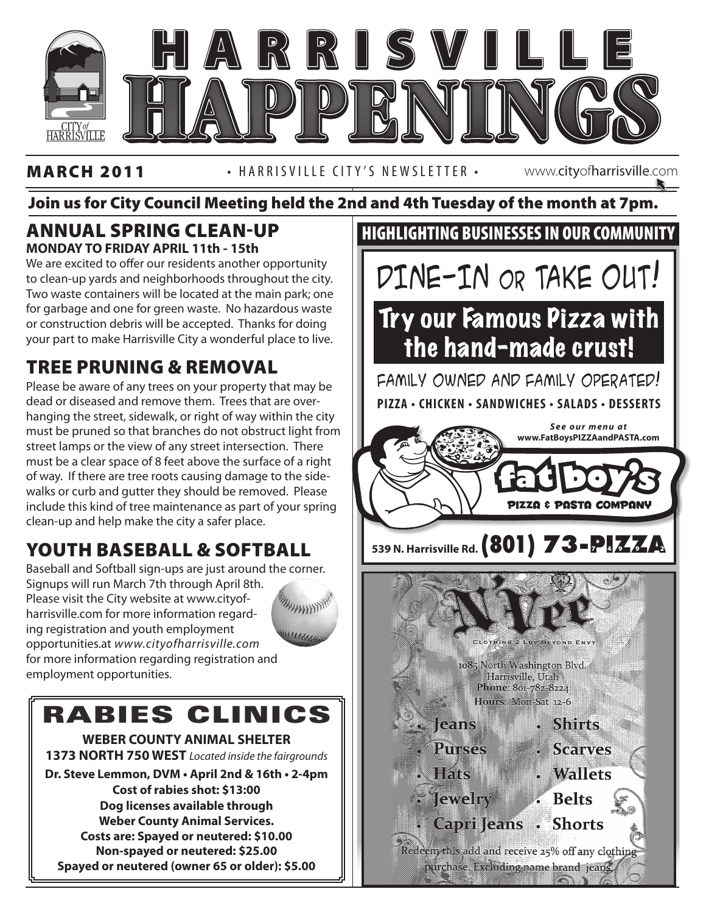# HARRISVILLE HAPPENINGS

**MARCH 2011** • HARRISVILLE CITY'S NEWSLETTER • www.cityofharrisville.com

**Join us for City Council Meeting held the 2nd and 4th Tuesday of the month at 7pm.**

## ANNUAL SPRING CLEAN-UP

**MONDAY TO FRIDAY APRIL 11th - 15th**

We are excited to offer our residents another opportunity to clean-up yards and neighborhoods throughout the city. Two waste containers will be located at the main park; one for garbage and one for green waste. No hazardous waste or construction debris will be accepted. Thanks for doing your part to make Harrisville City a wonderful place to live.

## TREE PRUNING & REMOVAL

Please be aware of any trees on your property that may be dead or diseased and remove them. Trees that are over-hanging the street, sidewalk, or right of way within the city must be pruned so that branches do not obstruct light from street lamps or the view of any street intersection. There must be a clear space of 8 feet above the surface of a right of way. If there are tree roots causing damage to the sidewalks or curb and gutter they should be removed. Please include this kind of tree maintenance as part of your spring clean-up and help make the city a safer place.

## YOUTH BASEBALL & SOFTBALL

Baseball and Softball sign-ups are just around the corner. Signups will run March 7th through April 8th. Please visit the City website at www.cityofharrisville.com for more information regarding registration and youth employment opportunities.at *www.cityofharrisville.com* for more information regarding registration and employment opportunities.

## RABIES CLINICS

**WEBER COUNTY ANIMAL SHELTER**

**1373 NORTH 750 WEST** *Located inside the fairgrounds*

**Dr. Steve Lemmon, DVM • April 2nd & 16th • 2-4pm**

**Cost of rabies shot: $13:00**

**Dog licenses available through Weber County Animal Services.**

**Costs are: Spayed or neutered: $10.00**

**Non-spayed or neutered: $25.00**

**Spayed or neutered (owner 65 or older): $5.00**

## HIGHLIGHTING BUSINESSES IN OUR COMMUNITY

DINE-IN OR TAKE OUT!

**Try our Famous Pizza with the hand-made crust!**

FAMILY OWNED AND FAMILY OPERATED!

**PIZZA • CHICKEN • SANDWICHES • SALADS • DESSERTS**

*See our menu at* **www.FatBoysPIZZAandPASTA.com**

**fat boy's** PIZZA & PASTA COMPANY

539 N. Harrisville Rd. **(801) 73-PIZZA** (7-4-9-9-2)

**N'Vee**

Clothing 2 Luv Beyond Envy

1085 North Washington Blvd.
Harrisville, Utah
Phone: 801-782-8224
Hours: Mon-Sat 12-6

- Jeans
- Purses
- Hats
- Jewelry
- Capri Jeans
- Shirts
- Scarves
- Wallets
- Belts
- Shorts

Redeem this add and receive 25% off any clothing purchase. Excluding name brand jeans.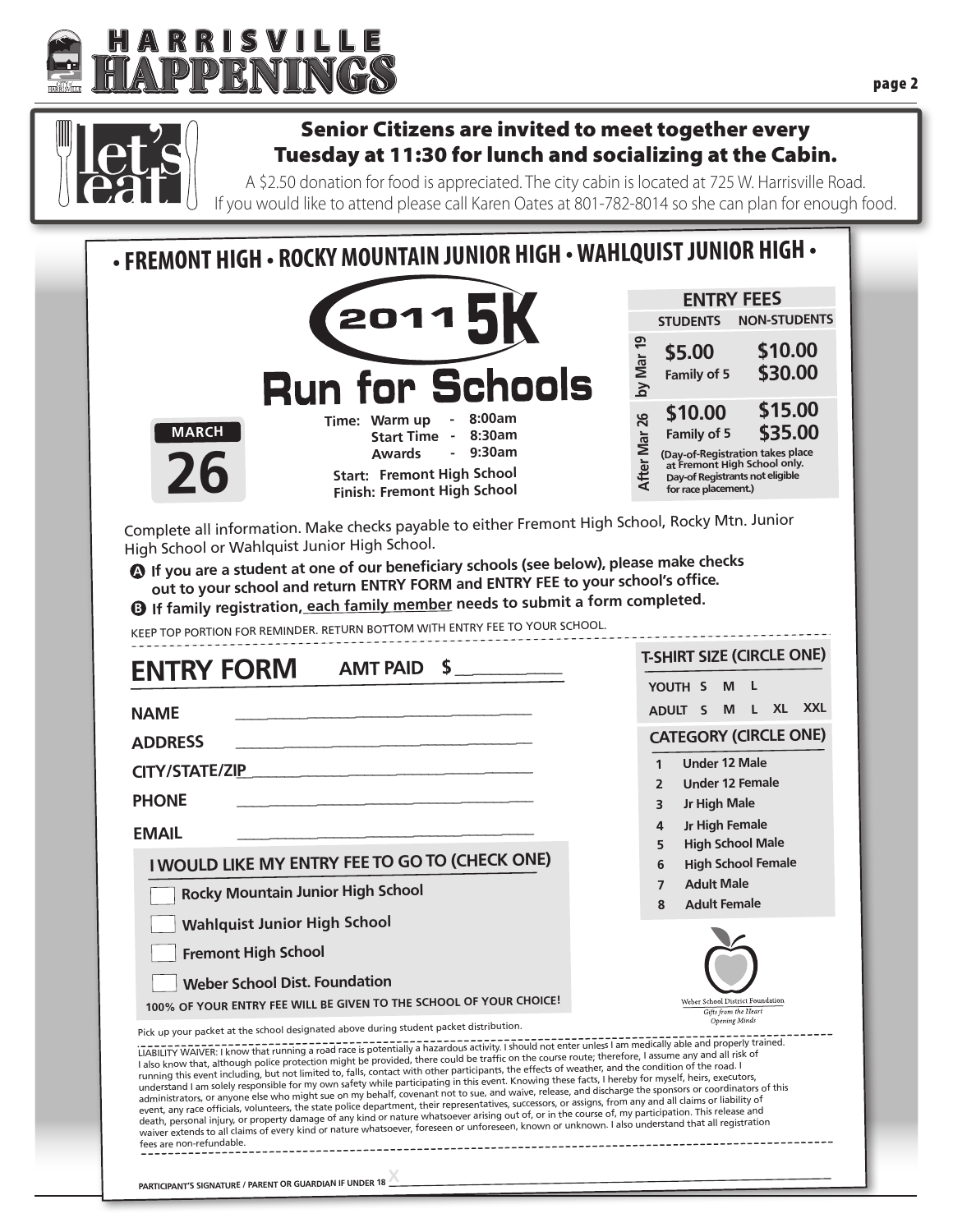# HARRISVILLE HAPPENINGS

## Senior Citizens are invited to meet together every Tuesday at 11:30 for lunch and socializing at the Cabin.

let's eat

A $2.50 donation for food is appreciated. The city cabin is located at 725 W. Harrisville Road. If you would like to attend please call Karen Oates at 801-782-8014 so she can plan for enough food.

---

**• FREMONT HIGH • ROCKY MOUNTAIN JUNIOR HIGH • WAHLQUIST JUNIOR HIGH •**

# 2011 5K Run for Schools

MARCH 26

**Time:**
- Warm up - 8:00am
- Start Time - 8:30am
- Awards - 9:30am

**Start:** Fremont High School
**Finish:** Fremont High School

**ENTRY FEES**

| | | STUDENTS | NON-STUDENTS |
|---|---|---|---|
| by Mar 19 | | $5.00 | $10.00 |
| | Family of 5 | | $30.00 |
| After Mar 26 | | $10.00 | $15.00 |
| | Family of 5 | | $35.00 |

(Day-of-Registration takes place at Fremont High School only. Day-of Registrants not eligible for race placement.)

Complete all information. Make checks payable to either Fremont High School, Rocky Mtn. Junior High School or Wahlquist Junior High School.

**A** **If you are a student at one of our beneficiary schools (see below), please make checks out to your school and return ENTRY FORM and ENTRY FEE to your school's office.**

**B** **If family registration, each family member needs to submit a form completed.**

KEEP TOP PORTION FOR REMINDER. RETURN BOTTOM WITH ENTRY FEE TO YOUR SCHOOL.

---

## ENTRY FORM

**AMT PAID $** ____________

**NAME** ____________________

**ADDRESS** ____________________

**CITY/STATE/ZIP** ____________________

**PHONE** ____________________

**EMAIL** ____________________

**T-SHIRT SIZE (CIRCLE ONE)**

YOUTH S M L

ADULT S M L XL XXL

**CATEGORY (CIRCLE ONE)**

1. Under 12 Male
2. Under 12 Female
3. Jr High Male
4. Jr High Female
5. High School Male
6. High School Female
7. Adult Male
8. Adult Female

**I WOULD LIKE MY ENTRY FEE TO GO TO (CHECK ONE)**

- [ ] Rocky Mountain Junior High School
- [ ] Wahlquist Junior High School
- [ ] Fremont High School
- [ ] Weber School Dist. Foundation

**100% OF YOUR ENTRY FEE WILL BE GIVEN TO THE SCHOOL OF YOUR CHOICE!**

Weber School District Foundation
*Gifts from the Heart*
*Opening Minds*

Pick up your packet at the school designated above during student packet distribution.

---

LIABILITY WAIVER: I know that running a road race is potentially a hazardous activity. I should not enter unless I am medically able and properly trained. I also know that, although police protection might be provided, there could be traffic on the course route; therefore, I assume any and all risk of running this event including, but not limited to, falls, contact with other participants, the effects of weather, and the condition of the road. I understand I am solely responsible for my own safety while participating in this event. Knowing these facts, I hereby for myself, heirs, executors, administrators, or anyone else who might sue on my behalf, covenant not to sue, and waive, release, and discharge the sponsors or coordinators of this event, any race officials, volunteers, the state police department, their representatives, successors, or assigns, from any and all claims or liability of death, personal injury, or property damage of any kind or nature whatsoever arising out of, or in the course of, my participation. This release and waiver extends to all claims of every kind or nature whatsoever, foreseen or unforeseen, known or unknown. I also understand that all registration fees are non-refundable.

---

PARTICIPANT'S SIGNATURE / PARENT OR GUARDIAN IF UNDER 18 X ____________________